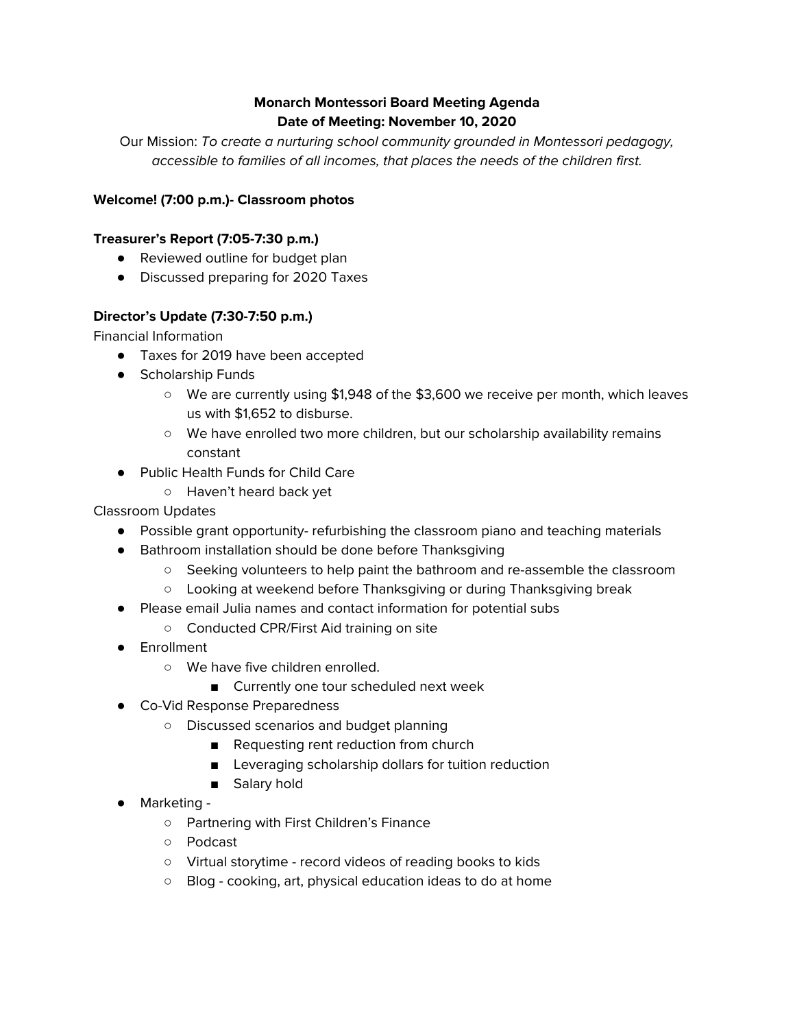**Monarch Montessori Board Meeting Agenda**
**Date of Meeting: November 10, 2020**

Our Mission: *To create a nurturing school community grounded in Montessori pedagogy, accessible to families of all incomes, that places the needs of the children first.*

**Welcome! (7:00 p.m.)- Classroom photos**

**Treasurer's Report (7:05-7:30 p.m.)**

- Reviewed outline for budget plan
- Discussed preparing for 2020 Taxes

**Director's Update (7:30-7:50 p.m.)**

Financial Information

- Taxes for 2019 have been accepted
- Scholarship Funds
  - We are currently using $1,948 of the $3,600 we receive per month, which leaves us with $1,652 to disburse.
  - We have enrolled two more children, but our scholarship availability remains constant
- Public Health Funds for Child Care
  - Haven't heard back yet

Classroom Updates

- Possible grant opportunity- refurbishing the classroom piano and teaching materials
- Bathroom installation should be done before Thanksgiving
  - Seeking volunteers to help paint the bathroom and re-assemble the classroom
  - Looking at weekend before Thanksgiving or during Thanksgiving break
- Please email Julia names and contact information for potential subs
  - Conducted CPR/First Aid training on site
- Enrollment
  - We have five children enrolled.
    - Currently one tour scheduled next week
- Co-Vid Response Preparedness
  - Discussed scenarios and budget planning
    - Requesting rent reduction from church
    - Leveraging scholarship dollars for tuition reduction
    - Salary hold
- Marketing -
  - Partnering with First Children's Finance
  - Podcast
  - Virtual storytime - record videos of reading books to kids
  - Blog - cooking, art, physical education ideas to do at home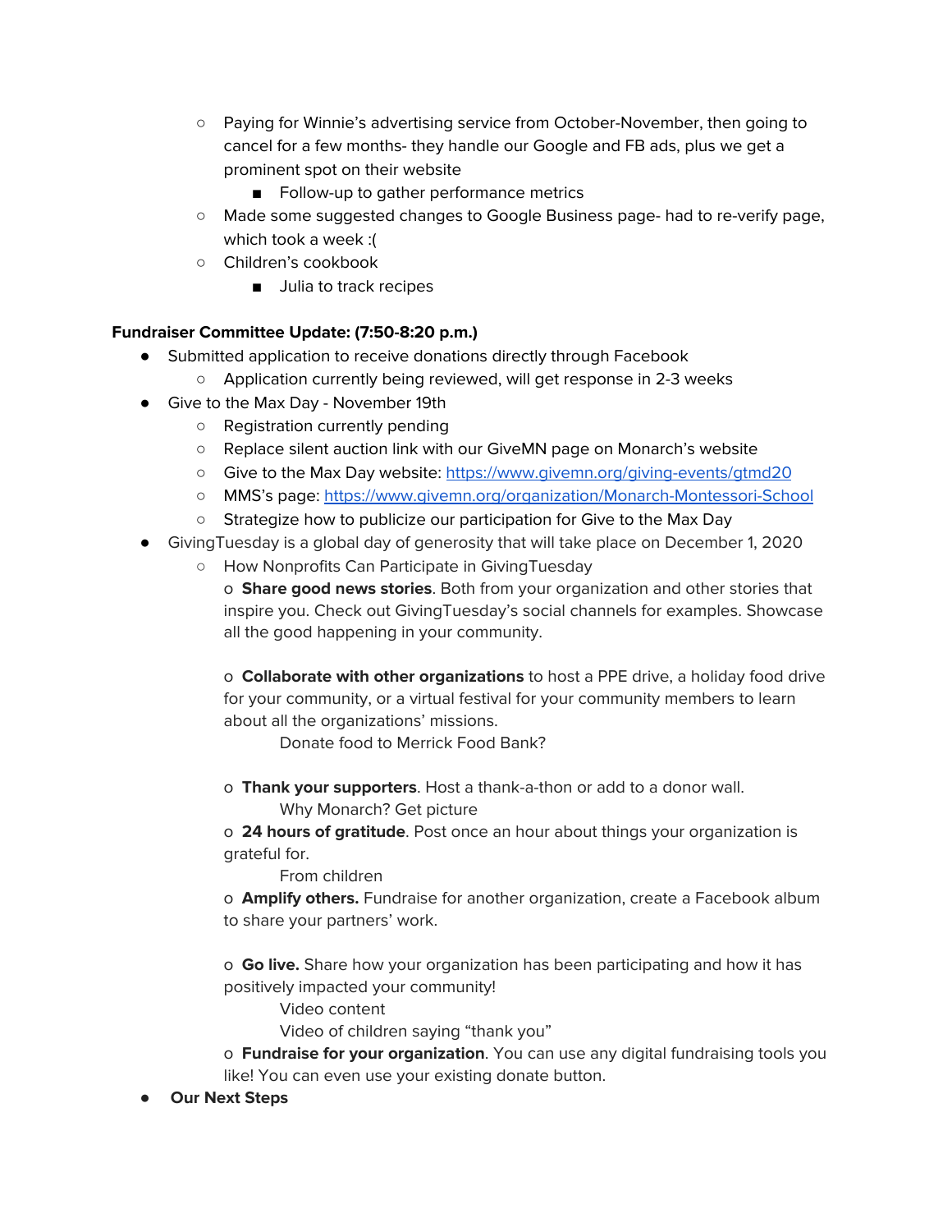- Paying for Winnie's advertising service from October-November, then going to cancel for a few months- they handle our Google and FB ads, plus we get a prominent spot on their website
  - Follow-up to gather performance metrics
- Made some suggested changes to Google Business page- had to re-verify page, which took a week :(
- Children's cookbook
  - Julia to track recipes

**Fundraiser Committee Update: (7:50-8:20 p.m.)**

- Submitted application to receive donations directly through Facebook
  - Application currently being reviewed, will get response in 2-3 weeks
- Give to the Max Day - November 19th
  - Registration currently pending
  - Replace silent auction link with our GiveMN page on Monarch's website
  - Give to the Max Day website: [https://www.givemn.org/giving-events/gtmd20](https://www.givemn.org/giving-events/gtmd20)
  - MMS's page: [https://www.givemn.org/organization/Monarch-Montessori-School](https://www.givemn.org/organization/Monarch-Montessori-School)
  - Strategize how to publicize our participation for Give to the Max Day
- GivingTuesday is a global day of generosity that will take place on December 1, 2020
  - How Nonprofits Can Participate in GivingTuesday

    o **Share good news stories**. Both from your organization and other stories that inspire you. Check out GivingTuesday's social channels for examples. Showcase all the good happening in your community.

    o **Collaborate with other organizations** to host a PPE drive, a holiday food drive for your community, or a virtual festival for your community members to learn about all the organizations' missions.

      Donate food to Merrick Food Bank?

    o **Thank your supporters**. Host a thank-a-thon or add to a donor wall.

      Why Monarch? Get picture

    o **24 hours of gratitude**. Post once an hour about things your organization is grateful for.

      From children

    o **Amplify others.** Fundraise for another organization, create a Facebook album to share your partners' work.

    o **Go live.** Share how your organization has been participating and how it has positively impacted your community!

      Video content

      Video of children saying "thank you"

    o **Fundraise for your organization**. You can use any digital fundraising tools you like! You can even use your existing donate button.
- **Our Next Steps**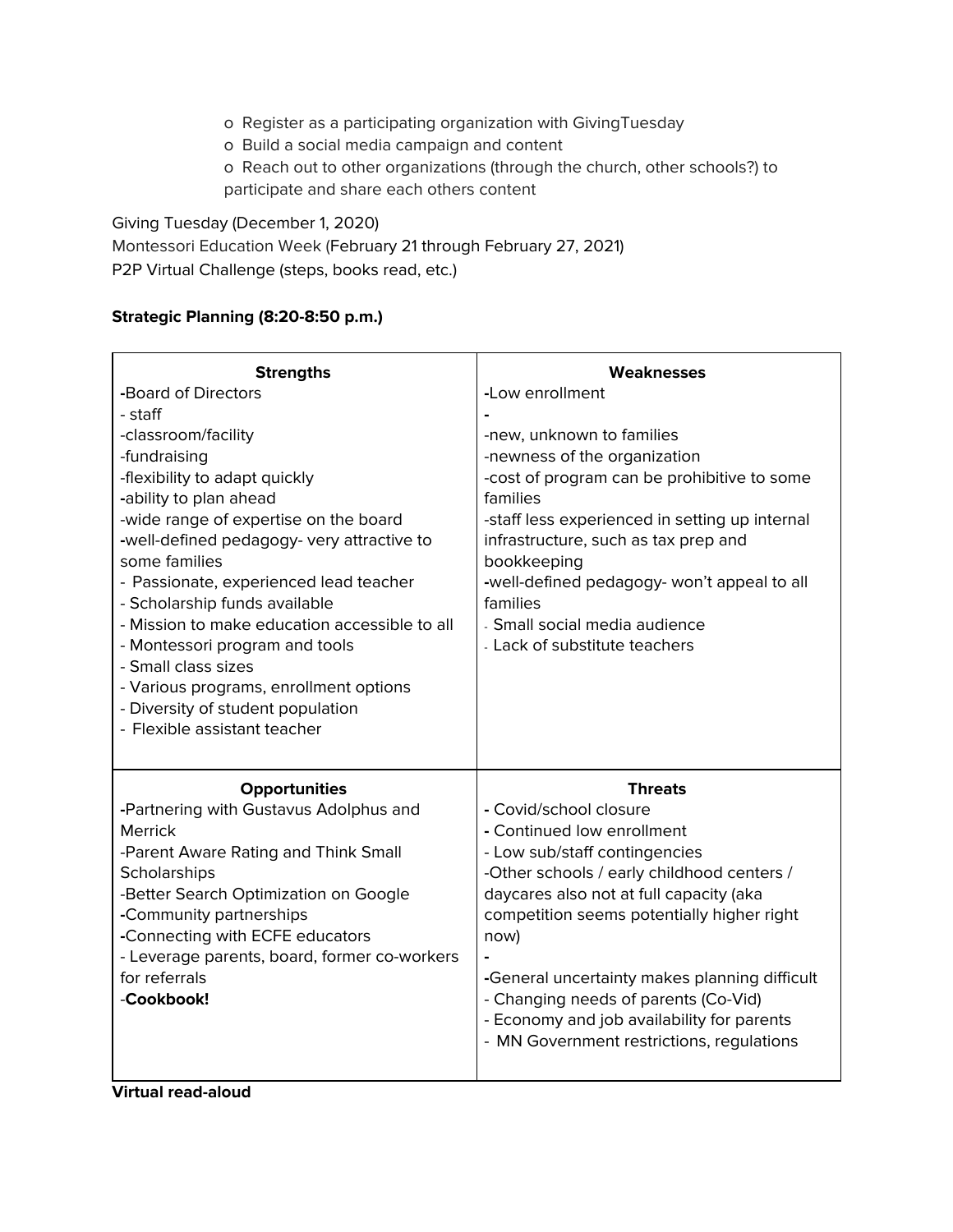- o Register as a participating organization with GivingTuesday
- o Build a social media campaign and content
- o Reach out to other organizations (through the church, other schools?) to participate and share each others content

Giving Tuesday (December 1, 2020)
Montessori Education Week (February 21 through February 27, 2021)
P2P Virtual Challenge (steps, books read, etc.)

**Strategic Planning (8:20-8:50 p.m.)**

| **Strengths** | **Weaknesses** |
|---|---|
| -Board of Directors<br>- staff<br>-classroom/facility<br>-fundraising<br>-flexibility to adapt quickly<br>-ability to plan ahead<br>-wide range of expertise on the board<br>-well-defined pedagogy- very attractive to some families<br>- Passionate, experienced lead teacher<br>- Scholarship funds available<br>- Mission to make education accessible to all<br>- Montessori program and tools<br>- Small class sizes<br>- Various programs, enrollment options<br>- Diversity of student population<br>- Flexible assistant teacher | -Low enrollment<br>-<br>-new, unknown to families<br>-newness of the organization<br>-cost of program can be prohibitive to some families<br>-staff less experienced in setting up internal infrastructure, such as tax prep and bookkeeping<br>-well-defined pedagogy- won't appeal to all families<br>- Small social media audience<br>- Lack of substitute teachers |
| **Opportunities** | **Threats** |
| -Partnering with Gustavus Adolphus and Merrick<br>-Parent Aware Rating and Think Small Scholarships<br>-Better Search Optimization on Google<br>-Community partnerships<br>-Connecting with ECFE educators<br>- Leverage parents, board, former co-workers for referrals<br>-**Cookbook!** | - Covid/school closure<br>- Continued low enrollment<br>- Low sub/staff contingencies<br>-Other schools / early childhood centers / daycares also not at full capacity (aka competition seems potentially higher right now)<br>-<br>-General uncertainty makes planning difficult<br>- Changing needs of parents (Co-Vid)<br>- Economy and job availability for parents<br>- MN Government restrictions, regulations |

**Virtual read-aloud**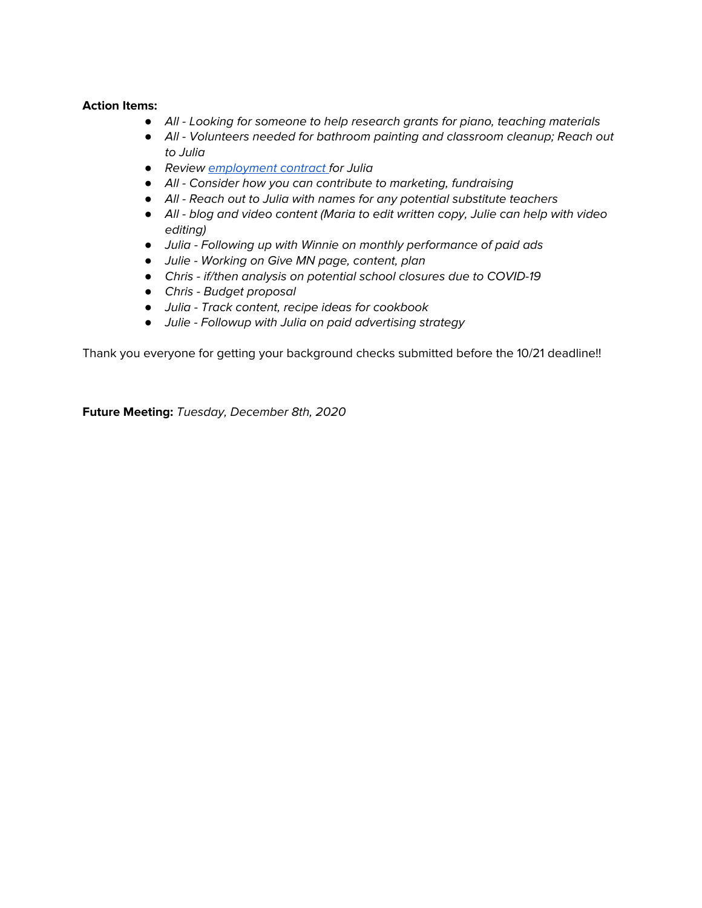**Action Items:**

- *All - Looking for someone to help research grants for piano, teaching materials*
- *All - Volunteers needed for bathroom painting and classroom cleanup; Reach out to Julia*
- *Review [employment contract](#) for Julia*
- *All - Consider how you can contribute to marketing, fundraising*
- *All - Reach out to Julia with names for any potential substitute teachers*
- *All - blog and video content (Maria to edit written copy, Julie can help with video editing)*
- *Julia - Following up with Winnie on monthly performance of paid ads*
- *Julie - Working on Give MN page, content, plan*
- *Chris - if/then analysis on potential school closures due to COVID-19*
- *Chris - Budget proposal*
- *Julia - Track content, recipe ideas for cookbook*
- *Julie - Followup with Julia on paid advertising strategy*

Thank you everyone for getting your background checks submitted before the 10/21 deadline!!

**Future Meeting:** *Tuesday, December 8th, 2020*